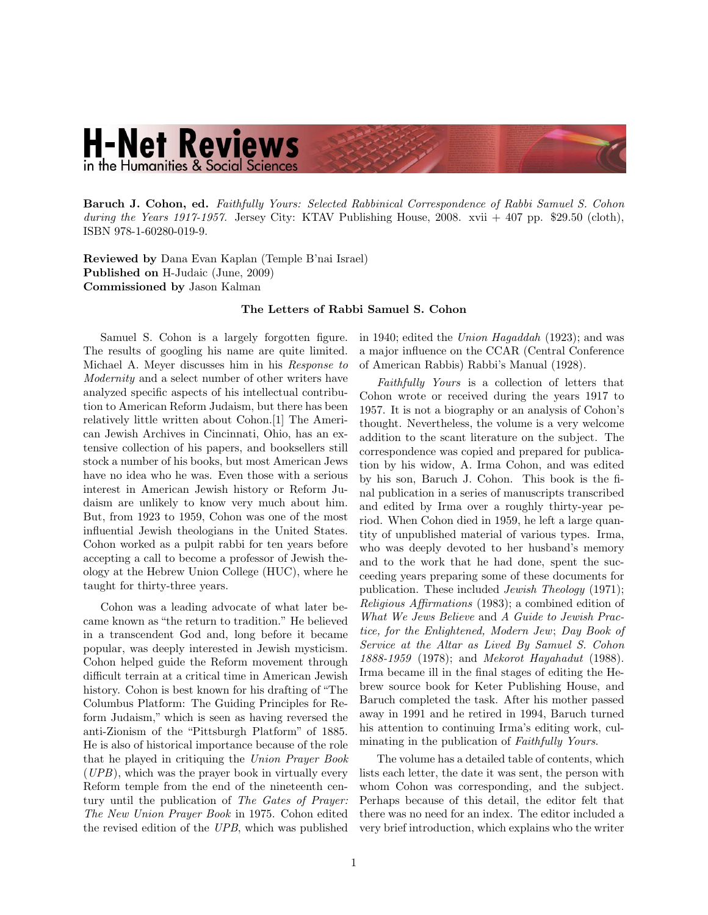**Baruch J. Cohon, ed.** *Faithfully Yours: Selected Rabbinical Correspondence of Rabbi Samuel S. Cohon during the Years 1917-1957.* Jersey City: KTAV Publishing House, 2008. xvii + 407 pp. $29.50 (cloth), ISBN 978-1-60280-019-9.

**Reviewed by** Dana Evan Kaplan (Temple B'nai Israel)
**Published on** H-Judaic (June, 2009)
**Commissioned by** Jason Kalman

## The Letters of Rabbi Samuel S. Cohon

Samuel S. Cohon is a largely forgotten figure. The results of googling his name are quite limited. Michael A. Meyer discusses him in his *Response to Modernity* and a select number of other writers have analyzed specific aspects of his intellectual contribution to American Reform Judaism, but there has been relatively little written about Cohon.[1] The American Jewish Archives in Cincinnati, Ohio, has an extensive collection of his papers, and booksellers still stock a number of his books, but most American Jews have no idea who he was. Even those with a serious interest in American Jewish history or Reform Judaism are unlikely to know very much about him. But, from 1923 to 1959, Cohon was one of the most influential Jewish theologians in the United States. Cohon worked as a pulpit rabbi for ten years before accepting a call to become a professor of Jewish theology at the Hebrew Union College (HUC), where he taught for thirty-three years.

Cohon was a leading advocate of what later became known as "the return to tradition." He believed in a transcendent God and, long before it became popular, was deeply interested in Jewish mysticism. Cohon helped guide the Reform movement through difficult terrain at a critical time in American Jewish history. Cohon is best known for his drafting of "The Columbus Platform: The Guiding Principles for Reform Judaism," which is seen as having reversed the anti-Zionism of the "Pittsburgh Platform" of 1885. He is also of historical importance because of the role that he played in critiquing the *Union Prayer Book* (*UPB*), which was the prayer book in virtually every Reform temple from the end of the nineteenth century until the publication of *The Gates of Prayer: The New Union Prayer Book* in 1975. Cohon edited the revised edition of the *UPB*, which was published in 1940; edited the *Union Hagaddah* (1923); and was a major influence on the CCAR (Central Conference of American Rabbis) Rabbi's Manual (1928).

*Faithfully Yours* is a collection of letters that Cohon wrote or received during the years 1917 to 1957. It is not a biography or an analysis of Cohon's thought. Nevertheless, the volume is a very welcome addition to the scant literature on the subject. The correspondence was copied and prepared for publication by his widow, A. Irma Cohon, and was edited by his son, Baruch J. Cohon. This book is the final publication in a series of manuscripts transcribed and edited by Irma over a roughly thirty-year period. When Cohon died in 1959, he left a large quantity of unpublished material of various types. Irma, who was deeply devoted to her husband's memory and to the work that he had done, spent the succeeding years preparing some of these documents for publication. These included *Jewish Theology* (1971); *Religious Affirmations* (1983); a combined edition of *What We Jews Believe* and *A Guide to Jewish Practice, for the Enlightened, Modern Jew*; *Day Book of Service at the Altar as Lived By Samuel S. Cohon 1888-1959* (1978); and *Mekorot Hayahadut* (1988). Irma became ill in the final stages of editing the Hebrew source book for Keter Publishing House, and Baruch completed the task. After his mother passed away in 1991 and he retired in 1994, Baruch turned his attention to continuing Irma's editing work, culminating in the publication of *Faithfully Yours*.

The volume has a detailed table of contents, which lists each letter, the date it was sent, the person with whom Cohon was corresponding, and the subject. Perhaps because of this detail, the editor felt that there was no need for an index. The editor included a very brief introduction, which explains who the writer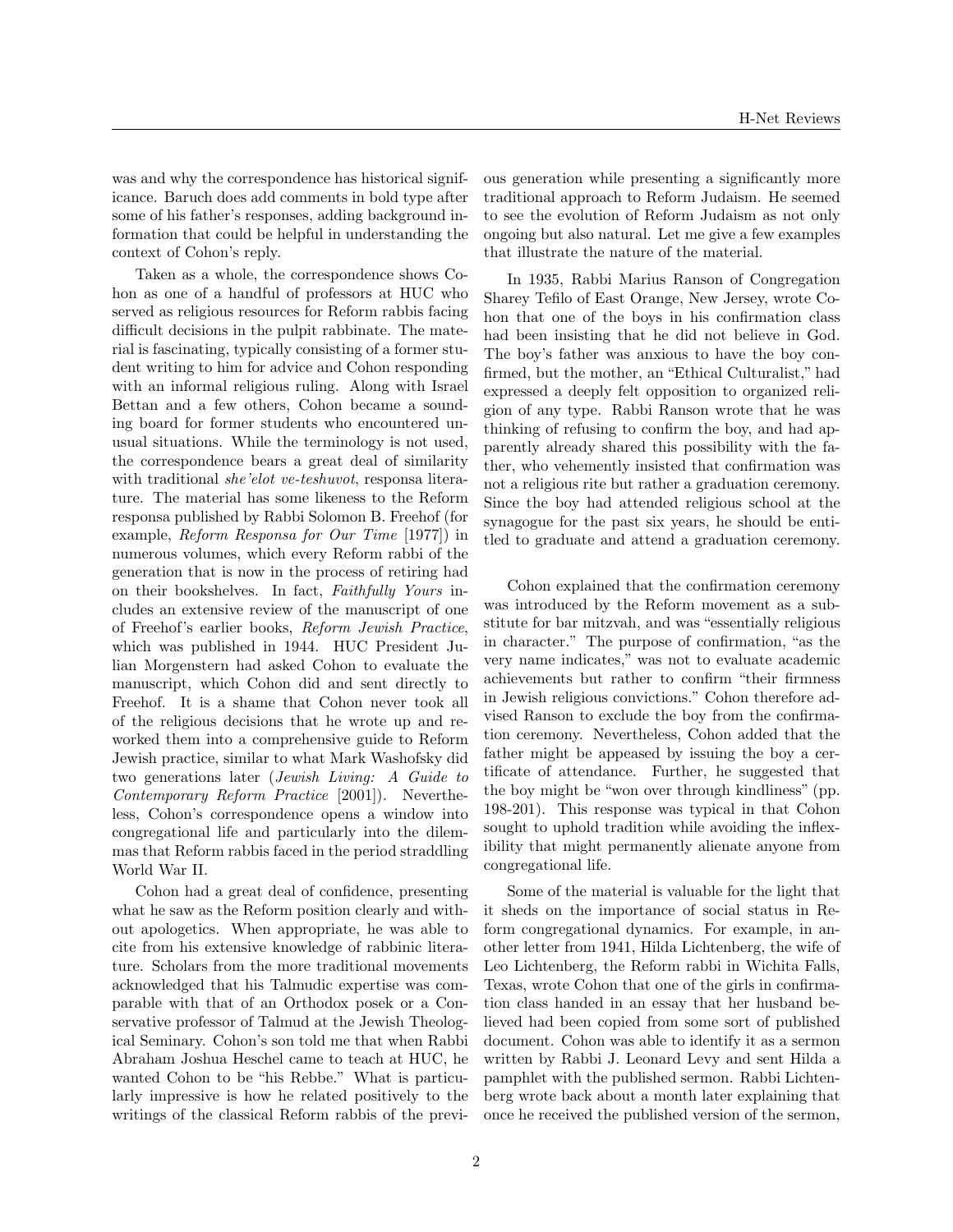was and why the correspondence has historical significance. Baruch does add comments in bold type after some of his father's responses, adding background information that could be helpful in understanding the context of Cohon's reply.

Taken as a whole, the correspondence shows Cohon as one of a handful of professors at HUC who served as religious resources for Reform rabbis facing difficult decisions in the pulpit rabbinate. The material is fascinating, typically consisting of a former student writing to him for advice and Cohon responding with an informal religious ruling. Along with Israel Bettan and a few others, Cohon became a sounding board for former students who encountered unusual situations. While the terminology is not used, the correspondence bears a great deal of similarity with traditional *she'elot ve-teshuvot*, responsa literature. The material has some likeness to the Reform responsa published by Rabbi Solomon B. Freehof (for example, *Reform Responsa for Our Time* [1977]) in numerous volumes, which every Reform rabbi of the generation that is now in the process of retiring had on their bookshelves. In fact, *Faithfully Yours* includes an extensive review of the manuscript of one of Freehof's earlier books, *Reform Jewish Practice*, which was published in 1944. HUC President Julian Morgenstern had asked Cohon to evaluate the manuscript, which Cohon did and sent directly to Freehof. It is a shame that Cohon never took all of the religious decisions that he wrote up and reworked them into a comprehensive guide to Reform Jewish practice, similar to what Mark Washofsky did two generations later (*Jewish Living: A Guide to Contemporary Reform Practice* [2001]). Nevertheless, Cohon's correspondence opens a window into congregational life and particularly into the dilemmas that Reform rabbis faced in the period straddling World War II.

Cohon had a great deal of confidence, presenting what he saw as the Reform position clearly and without apologetics. When appropriate, he was able to cite from his extensive knowledge of rabbinic literature. Scholars from the more traditional movements acknowledged that his Talmudic expertise was comparable with that of an Orthodox posek or a Conservative professor of Talmud at the Jewish Theological Seminary. Cohon's son told me that when Rabbi Abraham Joshua Heschel came to teach at HUC, he wanted Cohon to be "his Rebbe." What is particularly impressive is how he related positively to the writings of the classical Reform rabbis of the previous generation while presenting a significantly more traditional approach to Reform Judaism. He seemed to see the evolution of Reform Judaism as not only ongoing but also natural. Let me give a few examples that illustrate the nature of the material.

In 1935, Rabbi Marius Ranson of Congregation Sharey Tefilo of East Orange, New Jersey, wrote Cohon that one of the boys in his confirmation class had been insisting that he did not believe in God. The boy's father was anxious to have the boy confirmed, but the mother, an "Ethical Culturalist," had expressed a deeply felt opposition to organized religion of any type. Rabbi Ranson wrote that he was thinking of refusing to confirm the boy, and had apparently already shared this possibility with the father, who vehemently insisted that confirmation was not a religious rite but rather a graduation ceremony. Since the boy had attended religious school at the synagogue for the past six years, he should be entitled to graduate and attend a graduation ceremony.

Cohon explained that the confirmation ceremony was introduced by the Reform movement as a substitute for bar mitzvah, and was "essentially religious in character." The purpose of confirmation, "as the very name indicates," was not to evaluate academic achievements but rather to confirm "their firmness in Jewish religious convictions." Cohon therefore advised Ranson to exclude the boy from the confirmation ceremony. Nevertheless, Cohon added that the father might be appeased by issuing the boy a certificate of attendance. Further, he suggested that the boy might be "won over through kindliness" (pp. 198-201). This response was typical in that Cohon sought to uphold tradition while avoiding the inflexibility that might permanently alienate anyone from congregational life.

Some of the material is valuable for the light that it sheds on the importance of social status in Reform congregational dynamics. For example, in another letter from 1941, Hilda Lichtenberg, the wife of Leo Lichtenberg, the Reform rabbi in Wichita Falls, Texas, wrote Cohon that one of the girls in confirmation class handed in an essay that her husband believed had been copied from some sort of published document. Cohon was able to identify it as a sermon written by Rabbi J. Leonard Levy and sent Hilda a pamphlet with the published sermon. Rabbi Lichtenberg wrote back about a month later explaining that once he received the published version of the sermon,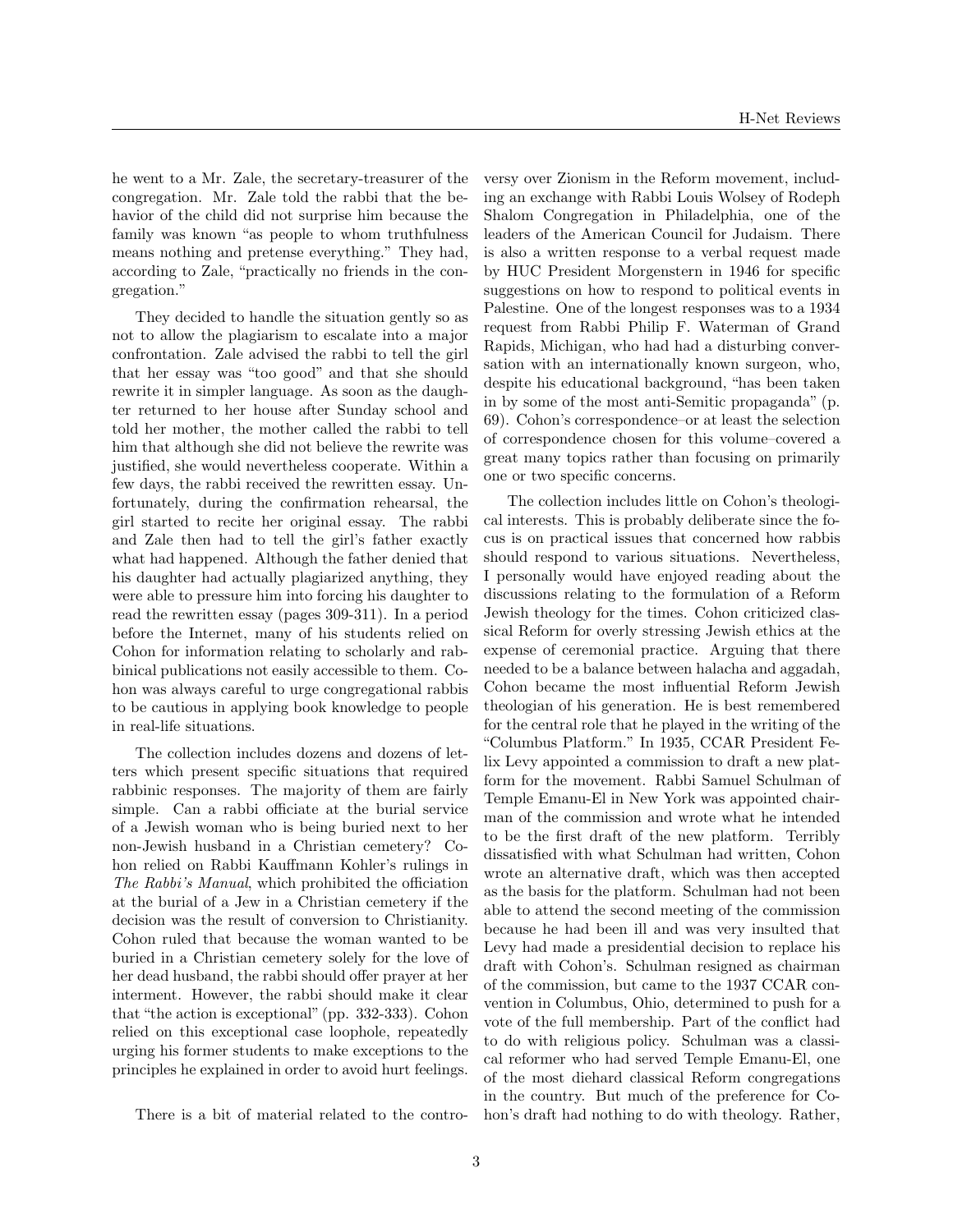he went to a Mr. Zale, the secretary-treasurer of the congregation. Mr. Zale told the rabbi that the behavior of the child did not surprise him because the family was known "as people to whom truthfulness means nothing and pretense everything." They had, according to Zale, "practically no friends in the congregation."

They decided to handle the situation gently so as not to allow the plagiarism to escalate into a major confrontation. Zale advised the rabbi to tell the girl that her essay was "too good" and that she should rewrite it in simpler language. As soon as the daughter returned to her house after Sunday school and told her mother, the mother called the rabbi to tell him that although she did not believe the rewrite was justified, she would nevertheless cooperate. Within a few days, the rabbi received the rewritten essay. Unfortunately, during the confirmation rehearsal, the girl started to recite her original essay. The rabbi and Zale then had to tell the girl's father exactly what had happened. Although the father denied that his daughter had actually plagiarized anything, they were able to pressure him into forcing his daughter to read the rewritten essay (pages 309-311). In a period before the Internet, many of his students relied on Cohon for information relating to scholarly and rabbinical publications not easily accessible to them. Cohon was always careful to urge congregational rabbis to be cautious in applying book knowledge to people in real-life situations.

The collection includes dozens and dozens of letters which present specific situations that required rabbinic responses. The majority of them are fairly simple. Can a rabbi officiate at the burial service of a Jewish woman who is being buried next to her non-Jewish husband in a Christian cemetery? Cohon relied on Rabbi Kauffmann Kohler's rulings in *The Rabbi's Manual*, which prohibited the officiation at the burial of a Jew in a Christian cemetery if the decision was the result of conversion to Christianity. Cohon ruled that because the woman wanted to be buried in a Christian cemetery solely for the love of her dead husband, the rabbi should offer prayer at her interment. However, the rabbi should make it clear that "the action is exceptional" (pp. 332-333). Cohon relied on this exceptional case loophole, repeatedly urging his former students to make exceptions to the principles he explained in order to avoid hurt feelings.

There is a bit of material related to the controversy over Zionism in the Reform movement, including an exchange with Rabbi Louis Wolsey of Rodeph Shalom Congregation in Philadelphia, one of the leaders of the American Council for Judaism. There is also a written response to a verbal request made by HUC President Morgenstern in 1946 for specific suggestions on how to respond to political events in Palestine. One of the longest responses was to a 1934 request from Rabbi Philip F. Waterman of Grand Rapids, Michigan, who had had a disturbing conversation with an internationally known surgeon, who, despite his educational background, "has been taken in by some of the most anti-Semitic propaganda" (p. 69). Cohon's correspondence–or at least the selection of correspondence chosen for this volume–covered a great many topics rather than focusing on primarily one or two specific concerns.

The collection includes little on Cohon's theological interests. This is probably deliberate since the focus is on practical issues that concerned how rabbis should respond to various situations. Nevertheless, I personally would have enjoyed reading about the discussions relating to the formulation of a Reform Jewish theology for the times. Cohon criticized classical Reform for overly stressing Jewish ethics at the expense of ceremonial practice. Arguing that there needed to be a balance between halacha and aggadah, Cohon became the most influential Reform Jewish theologian of his generation. He is best remembered for the central role that he played in the writing of the "Columbus Platform." In 1935, CCAR President Felix Levy appointed a commission to draft a new platform for the movement. Rabbi Samuel Schulman of Temple Emanu-El in New York was appointed chairman of the commission and wrote what he intended to be the first draft of the new platform. Terribly dissatisfied with what Schulman had written, Cohon wrote an alternative draft, which was then accepted as the basis for the platform. Schulman had not been able to attend the second meeting of the commission because he had been ill and was very insulted that Levy had made a presidential decision to replace his draft with Cohon's. Schulman resigned as chairman of the commission, but came to the 1937 CCAR convention in Columbus, Ohio, determined to push for a vote of the full membership. Part of the conflict had to do with religious policy. Schulman was a classical reformer who had served Temple Emanu-El, one of the most diehard classical Reform congregations in the country. But much of the preference for Cohon's draft had nothing to do with theology. Rather,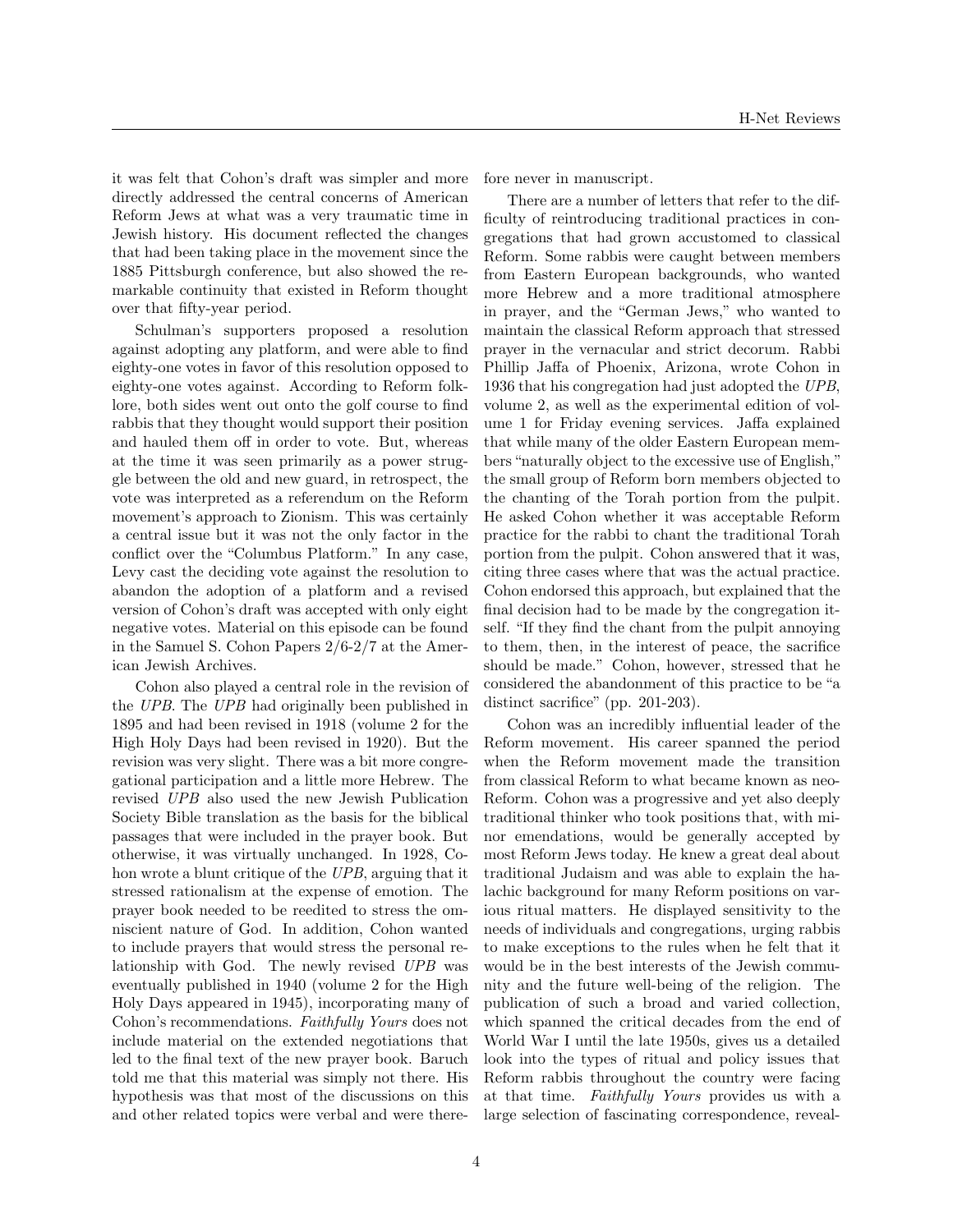it was felt that Cohon's draft was simpler and more directly addressed the central concerns of American Reform Jews at what was a very traumatic time in Jewish history. His document reflected the changes that had been taking place in the movement since the 1885 Pittsburgh conference, but also showed the remarkable continuity that existed in Reform thought over that fifty-year period.

Schulman's supporters proposed a resolution against adopting any platform, and were able to find eighty-one votes in favor of this resolution opposed to eighty-one votes against. According to Reform folklore, both sides went out onto the golf course to find rabbis that they thought would support their position and hauled them off in order to vote. But, whereas at the time it was seen primarily as a power struggle between the old and new guard, in retrospect, the vote was interpreted as a referendum on the Reform movement's approach to Zionism. This was certainly a central issue but it was not the only factor in the conflict over the "Columbus Platform." In any case, Levy cast the deciding vote against the resolution to abandon the adoption of a platform and a revised version of Cohon's draft was accepted with only eight negative votes. Material on this episode can be found in the Samuel S. Cohon Papers 2/6-2/7 at the American Jewish Archives.

Cohon also played a central role in the revision of the *UPB*. The *UPB* had originally been published in 1895 and had been revised in 1918 (volume 2 for the High Holy Days had been revised in 1920). But the revision was very slight. There was a bit more congregational participation and a little more Hebrew. The revised *UPB* also used the new Jewish Publication Society Bible translation as the basis for the biblical passages that were included in the prayer book. But otherwise, it was virtually unchanged. In 1928, Cohon wrote a blunt critique of the *UPB*, arguing that it stressed rationalism at the expense of emotion. The prayer book needed to be reedited to stress the omniscient nature of God. In addition, Cohon wanted to include prayers that would stress the personal relationship with God. The newly revised *UPB* was eventually published in 1940 (volume 2 for the High Holy Days appeared in 1945), incorporating many of Cohon's recommendations. *Faithfully Yours* does not include material on the extended negotiations that led to the final text of the new prayer book. Baruch told me that this material was simply not there. His hypothesis was that most of the discussions on this and other related topics were verbal and were therefore never in manuscript.

There are a number of letters that refer to the difficulty of reintroducing traditional practices in congregations that had grown accustomed to classical Reform. Some rabbis were caught between members from Eastern European backgrounds, who wanted more Hebrew and a more traditional atmosphere in prayer, and the "German Jews," who wanted to maintain the classical Reform approach that stressed prayer in the vernacular and strict decorum. Rabbi Phillip Jaffa of Phoenix, Arizona, wrote Cohon in 1936 that his congregation had just adopted the *UPB*, volume 2, as well as the experimental edition of volume 1 for Friday evening services. Jaffa explained that while many of the older Eastern European members "naturally object to the excessive use of English," the small group of Reform born members objected to the chanting of the Torah portion from the pulpit. He asked Cohon whether it was acceptable Reform practice for the rabbi to chant the traditional Torah portion from the pulpit. Cohon answered that it was, citing three cases where that was the actual practice. Cohon endorsed this approach, but explained that the final decision had to be made by the congregation itself. "If they find the chant from the pulpit annoying to them, then, in the interest of peace, the sacrifice should be made." Cohon, however, stressed that he considered the abandonment of this practice to be "a distinct sacrifice" (pp. 201-203).

Cohon was an incredibly influential leader of the Reform movement. His career spanned the period when the Reform movement made the transition from classical Reform to what became known as neo-Reform. Cohon was a progressive and yet also deeply traditional thinker who took positions that, with minor emendations, would be generally accepted by most Reform Jews today. He knew a great deal about traditional Judaism and was able to explain the halachic background for many Reform positions on various ritual matters. He displayed sensitivity to the needs of individuals and congregations, urging rabbis to make exceptions to the rules when he felt that it would be in the best interests of the Jewish community and the future well-being of the religion. The publication of such a broad and varied collection, which spanned the critical decades from the end of World War I until the late 1950s, gives us a detailed look into the types of ritual and policy issues that Reform rabbis throughout the country were facing at that time. *Faithfully Yours* provides us with a large selection of fascinating correspondence, reveal-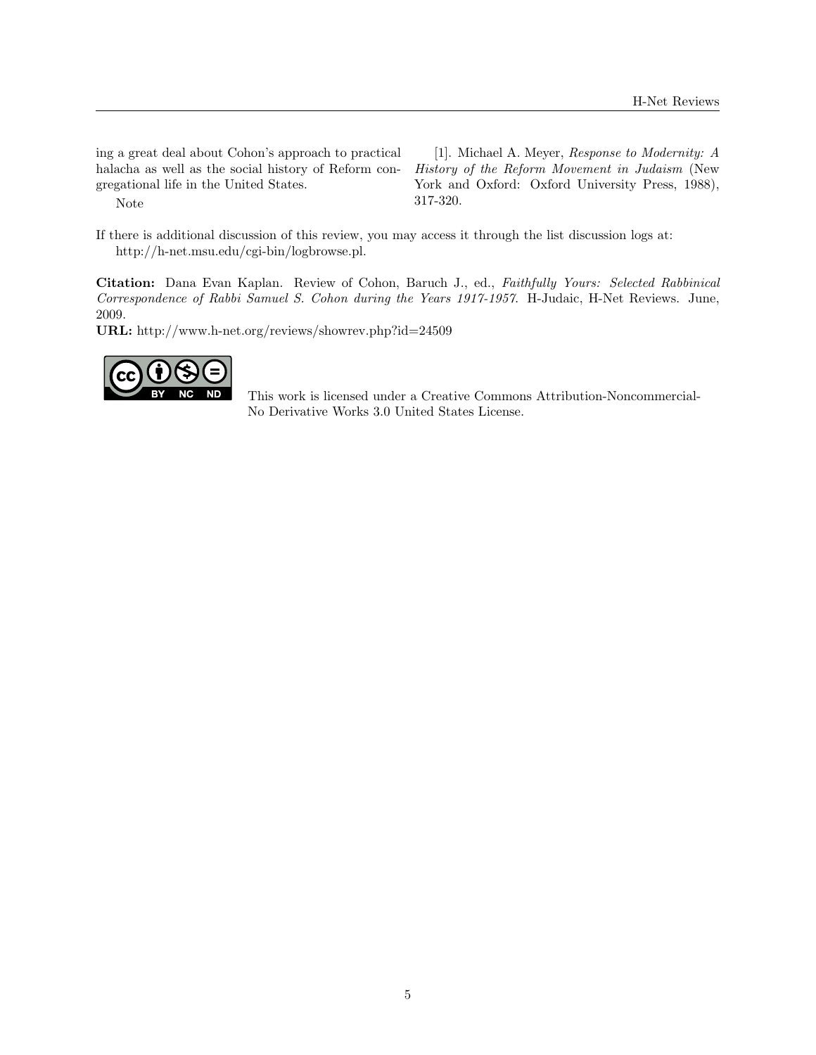ing a great deal about Cohon's approach to practical halacha as well as the social history of Reform congregational life in the United States.

Note

[1]. Michael A. Meyer, *Response to Modernity: A History of the Reform Movement in Judaism* (New York and Oxford: Oxford University Press, 1988), 317-320.

If there is additional discussion of this review, you may access it through the list discussion logs at: http://h-net.msu.edu/cgi-bin/logbrowse.pl.

**Citation:** Dana Evan Kaplan. Review of Cohon, Baruch J., ed., *Faithfully Yours: Selected Rabbinical Correspondence of Rabbi Samuel S. Cohon during the Years 1917-1957*. H-Judaic, H-Net Reviews. June, 2009.

**URL:** http://www.h-net.org/reviews/showrev.php?id=24509

This work is licensed under a Creative Commons Attribution-Noncommercial-No Derivative Works 3.0 United States License.